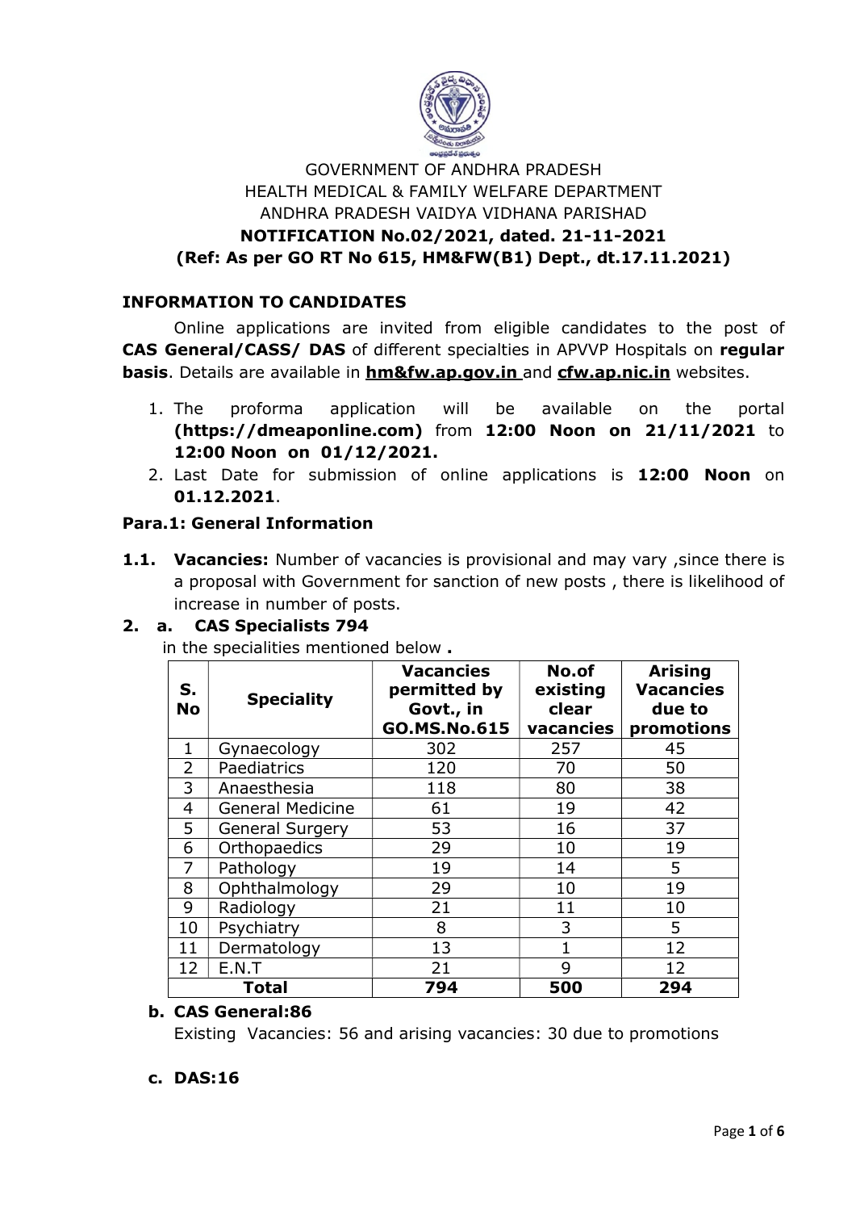GOVERNMENT OF ANDHRA PRADESH
HEALTH MEDICAL & FAMILY WELFARE DEPARTMENT
ANDHRA PRADESH VAIDYA VIDHANA PARISHAD
**NOTIFICATION No.02/2021, dated. 21-11-2021**
**(Ref: As per GO RT No 615, HM&FW(B1) Dept., dt.17.11.2021)**

## INFORMATION TO CANDIDATES

Online applications are invited from eligible candidates to the post of **CAS General/CASS/ DAS** of different specialties in APVVP Hospitals on **regular basis**. Details are available in **hm&fw.ap.gov.in** and **cfw.ap.nic.in** websites.

1. The proforma application will be available on the portal **(https://dmeaponline.com)** from **12:00 Noon on 21/11/2021** to **12:00 Noon on 01/12/2021.**
2. Last Date for submission of online applications is **12:00 Noon** on **01.12.2021**.

### Para.1: General Information

**1.1. Vacancies:** Number of vacancies is provisional and may vary ,since there is a proposal with Government for sanction of new posts , there is likelihood of increase in number of posts.

**2. a. CAS Specialists 794**

in the specialities mentioned below **.**

| S. No | Speciality | Vacancies permitted by Govt., in GO.MS.No.615 | No.of existing clear vacancies | Arising Vacancies due to promotions |
|---|---|---|---|---|
| 1 | Gynaecology | 302 | 257 | 45 |
| 2 | Paediatrics | 120 | 70 | 50 |
| 3 | Anaesthesia | 118 | 80 | 38 |
| 4 | General Medicine | 61 | 19 | 42 |
| 5 | General Surgery | 53 | 16 | 37 |
| 6 | Orthopaedics | 29 | 10 | 19 |
| 7 | Pathology | 19 | 14 | 5 |
| 8 | Ophthalmology | 29 | 10 | 19 |
| 9 | Radiology | 21 | 11 | 10 |
| 10 | Psychiatry | 8 | 3 | 5 |
| 11 | Dermatology | 13 | 1 | 12 |
| 12 | E.N.T | 21 | 9 | 12 |
| **Total** | | **794** | **500** | **294** |

**b. CAS General:86**

Existing Vacancies: 56 and arising vacancies: 30 due to promotions

**c. DAS:16**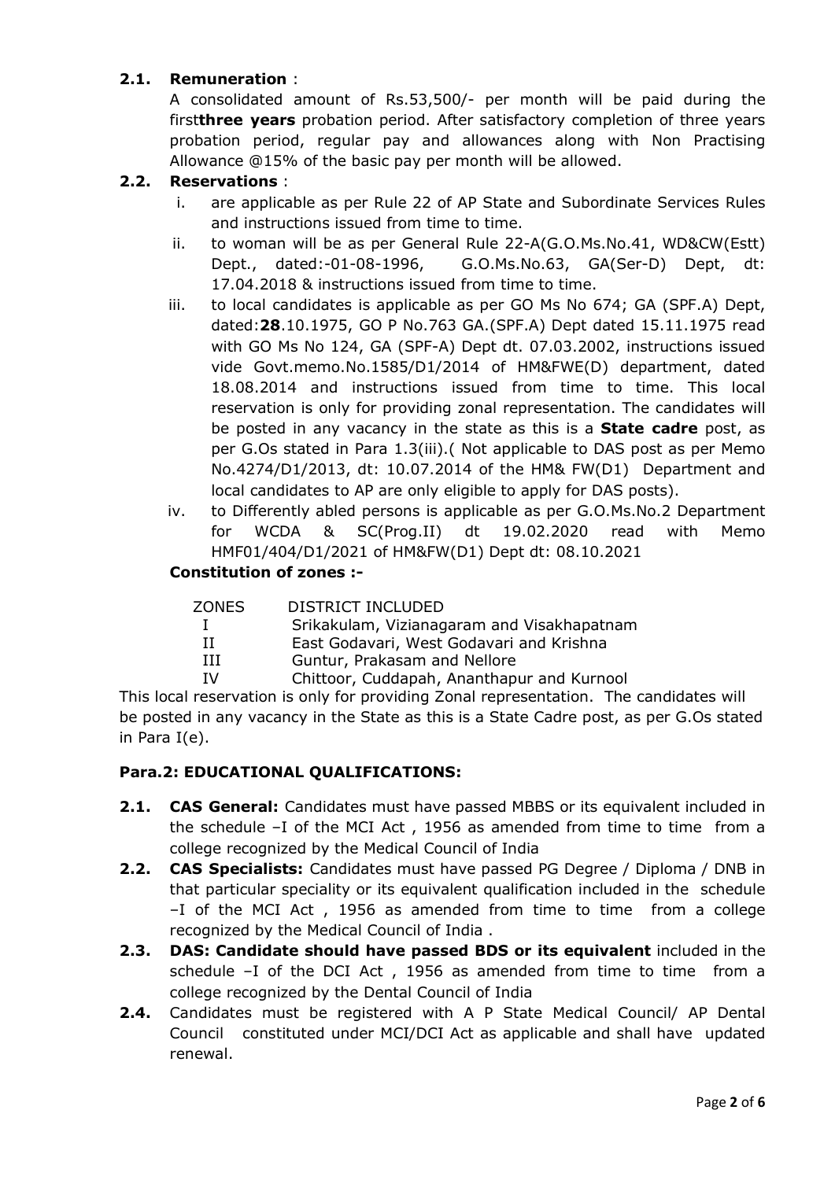**2.1. Remuneration** :

A consolidated amount of Rs.53,500/- per month will be paid during the first**three years** probation period. After satisfactory completion of three years probation period, regular pay and allowances along with Non Practising Allowance @15% of the basic pay per month will be allowed.

**2.2. Reservations** :

i. are applicable as per Rule 22 of AP State and Subordinate Services Rules and instructions issued from time to time.

ii. to woman will be as per General Rule 22-A(G.O.Ms.No.41, WD&CW(Estt) Dept., dated:-01-08-1996, G.O.Ms.No.63, GA(Ser-D) Dept, dt: 17.04.2018 & instructions issued from time to time.

iii. to local candidates is applicable as per GO Ms No 674; GA (SPF.A) Dept, dated:**28**.10.1975, GO P No.763 GA.(SPF.A) Dept dated 15.11.1975 read with GO Ms No 124, GA (SPF-A) Dept dt. 07.03.2002, instructions issued vide Govt.memo.No.1585/D1/2014 of HM&FWE(D) department, dated 18.08.2014 and instructions issued from time to time. This local reservation is only for providing zonal representation. The candidates will be posted in any vacancy in the state as this is a **State cadre** post, as per G.Os stated in Para 1.3(iii).( Not applicable to DAS post as per Memo No.4274/D1/2013, dt: 10.07.2014 of the HM& FW(D1) Department and local candidates to AP are only eligible to apply for DAS posts).

iv. to Differently abled persons is applicable as per G.O.Ms.No.2 Department for WCDA & SC(Prog.II) dt 19.02.2020 read with Memo HMF01/404/D1/2021 of HM&FW(D1) Dept dt: 08.10.2021

**Constitution of zones :-**

| ZONES | DISTRICT INCLUDED |
|---|---|
| I | Srikakulam, Vizianagaram and Visakhapatnam |
| II | East Godavari, West Godavari and Krishna |
| III | Guntur, Prakasam and Nellore |
| IV | Chittoor, Cuddapah, Ananthapur and Kurnool |

This local reservation is only for providing Zonal representation. The candidates will be posted in any vacancy in the State as this is a State Cadre post, as per G.Os stated in Para I(e).

## Para.2: EDUCATIONAL QUALIFICATIONS:

**2.1. CAS General:** Candidates must have passed MBBS or its equivalent included in the schedule –I of the MCI Act , 1956 as amended from time to time from a college recognized by the Medical Council of India

**2.2. CAS Specialists:** Candidates must have passed PG Degree / Diploma / DNB in that particular speciality or its equivalent qualification included in the schedule –I of the MCI Act , 1956 as amended from time to time from a college recognized by the Medical Council of India .

**2.3. DAS: Candidate should have passed BDS or its equivalent** included in the schedule –I of the DCI Act , 1956 as amended from time to time from a college recognized by the Dental Council of India

**2.4.** Candidates must be registered with A P State Medical Council/ AP Dental Council constituted under MCI/DCI Act as applicable and shall have updated renewal.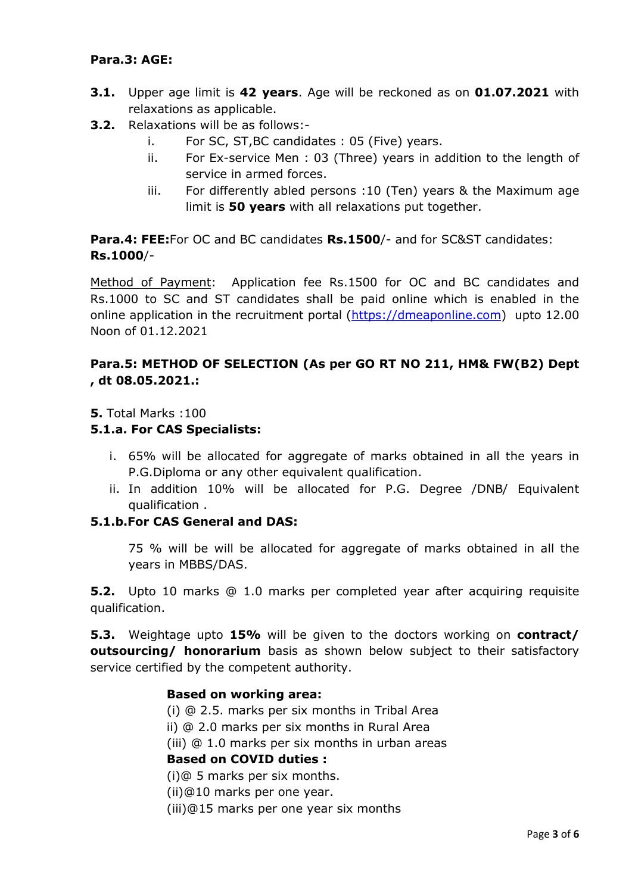**Para.3: AGE:**

**3.1.** Upper age limit is **42 years**. Age will be reckoned as on **01.07.2021** with relaxations as applicable.

**3.2.** Relaxations will be as follows:-

i. For SC, ST,BC candidates : 05 (Five) years.

ii. For Ex-service Men : 03 (Three) years in addition to the length of service in armed forces.

iii. For differently abled persons :10 (Ten) years & the Maximum age limit is **50 years** with all relaxations put together.

**Para.4: FEE:**For OC and BC candidates **Rs.1500**/- and for SC&ST candidates: **Rs.1000**/-

Method of Payment: Application fee Rs.1500 for OC and BC candidates and Rs.1000 to SC and ST candidates shall be paid online which is enabled in the online application in the recruitment portal (https://dmeaponline.com) upto 12.00 Noon of 01.12.2021

**Para.5: METHOD OF SELECTION (As per GO RT NO 211, HM& FW(B2) Dept , dt 08.05.2021.:**

**5.** Total Marks :100

**5.1.a. For CAS Specialists:**

i. 65% will be allocated for aggregate of marks obtained in all the years in P.G.Diploma or any other equivalent qualification.

ii. In addition 10% will be allocated for P.G. Degree /DNB/ Equivalent qualification .

**5.1.b.For CAS General and DAS:**

75 % will be will be allocated for aggregate of marks obtained in all the years in MBBS/DAS.

**5.2.** Upto 10 marks @ 1.0 marks per completed year after acquiring requisite qualification.

**5.3.** Weightage upto **15%** will be given to the doctors working on **contract/ outsourcing/ honorarium** basis as shown below subject to their satisfactory service certified by the competent authority.

**Based on working area:**

(i) @ 2.5. marks per six months in Tribal Area

ii) @ 2.0 marks per six months in Rural Area

(iii) @ 1.0 marks per six months in urban areas

**Based on COVID duties :**

(i)@ 5 marks per six months.

(ii)@10 marks per one year.

(iii)@15 marks per one year six months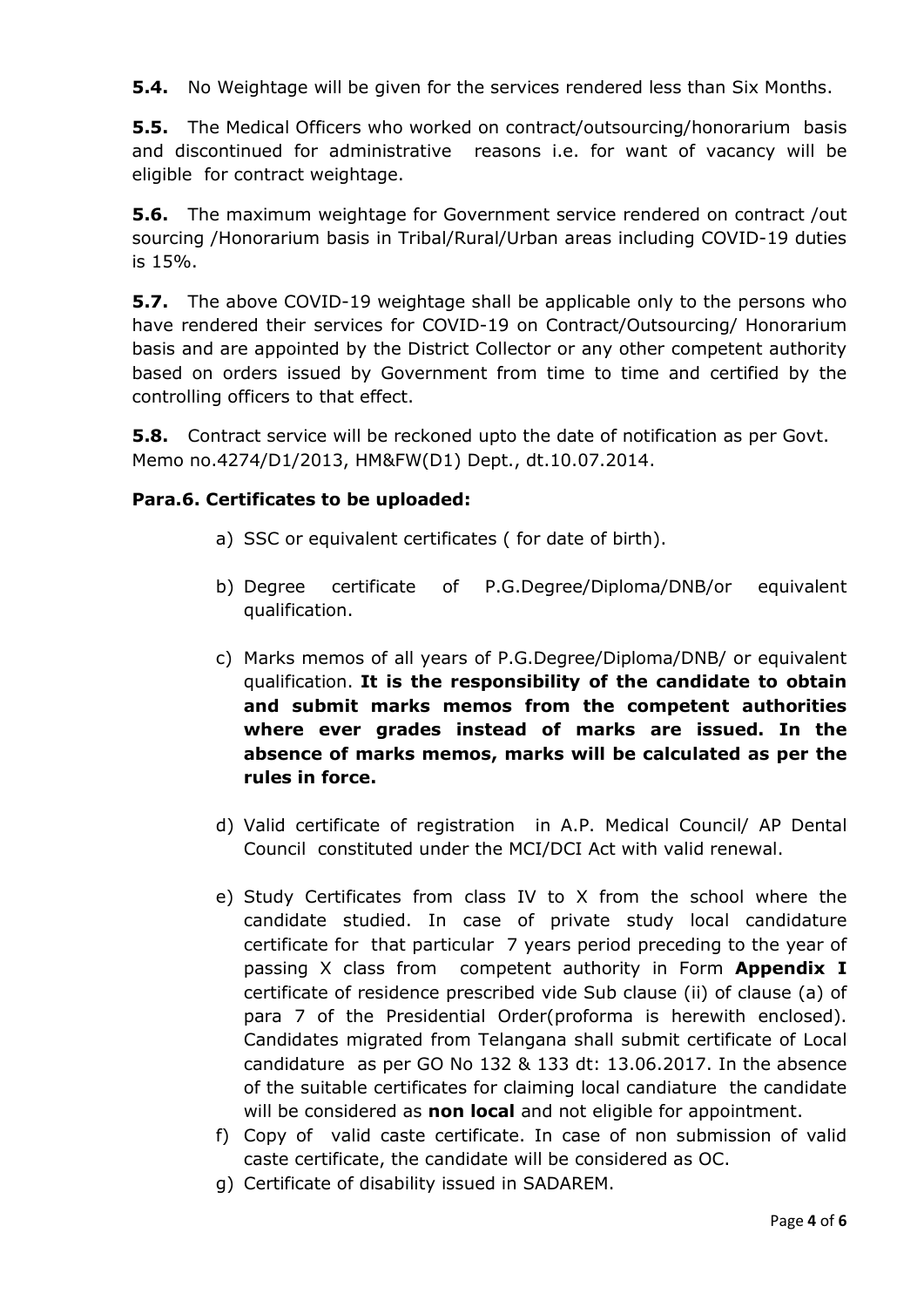**5.4.** No Weightage will be given for the services rendered less than Six Months.

**5.5.** The Medical Officers who worked on contract/outsourcing/honorarium basis and discontinued for administrative reasons i.e. for want of vacancy will be eligible for contract weightage.

**5.6.** The maximum weightage for Government service rendered on contract /out sourcing /Honorarium basis in Tribal/Rural/Urban areas including COVID-19 duties is 15%.

**5.7.** The above COVID-19 weightage shall be applicable only to the persons who have rendered their services for COVID-19 on Contract/Outsourcing/ Honorarium basis and are appointed by the District Collector or any other competent authority based on orders issued by Government from time to time and certified by the controlling officers to that effect.

**5.8.** Contract service will be reckoned upto the date of notification as per Govt. Memo no.4274/D1/2013, HM&FW(D1) Dept., dt.10.07.2014.

**Para.6. Certificates to be uploaded:**

a) SSC or equivalent certificates ( for date of birth).

b) Degree certificate of P.G.Degree/Diploma/DNB/or equivalent qualification.

c) Marks memos of all years of P.G.Degree/Diploma/DNB/ or equivalent qualification. **It is the responsibility of the candidate to obtain and submit marks memos from the competent authorities where ever grades instead of marks are issued. In the absence of marks memos, marks will be calculated as per the rules in force.**

d) Valid certificate of registration in A.P. Medical Council/ AP Dental Council constituted under the MCI/DCI Act with valid renewal.

e) Study Certificates from class IV to X from the school where the candidate studied. In case of private study local candidature certificate for that particular 7 years period preceding to the year of passing X class from competent authority in Form **Appendix I** certificate of residence prescribed vide Sub clause (ii) of clause (a) of para 7 of the Presidential Order(proforma is herewith enclosed). Candidates migrated from Telangana shall submit certificate of Local candidature as per GO No 132 & 133 dt: 13.06.2017. In the absence of the suitable certificates for claiming local candiature the candidate will be considered as **non local** and not eligible for appointment.

f) Copy of valid caste certificate. In case of non submission of valid caste certificate, the candidate will be considered as OC.

g) Certificate of disability issued in SADAREM.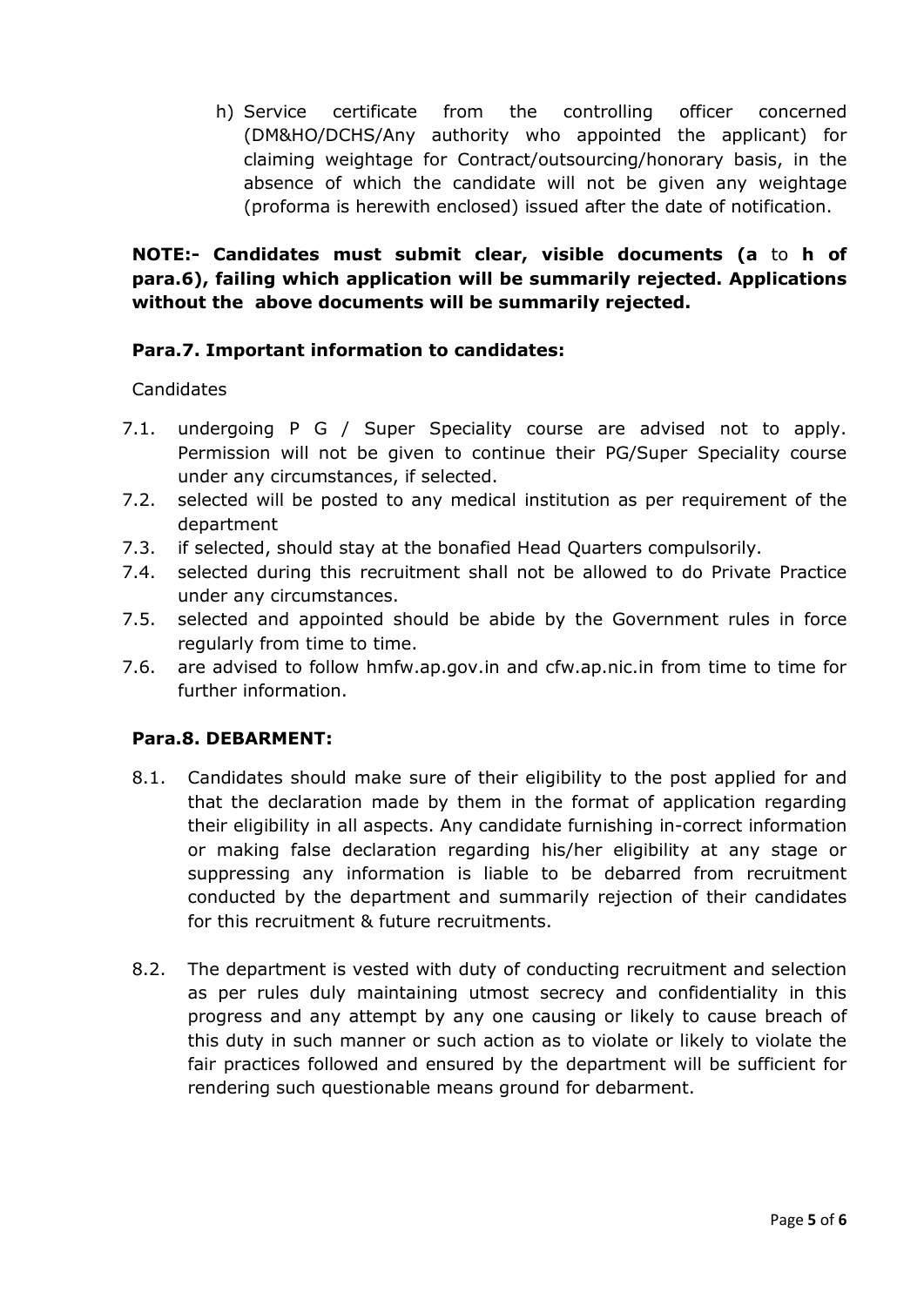h) Service certificate from the controlling officer concerned (DM&HO/DCHS/Any authority who appointed the applicant) for claiming weightage for Contract/outsourcing/honorary basis, in the absence of which the candidate will not be given any weightage (proforma is herewith enclosed) issued after the date of notification.

**NOTE:- Candidates must submit clear, visible documents (a** to **h of para.6), failing which application will be summarily rejected. Applications without the above documents will be summarily rejected.**

**Para.7. Important information to candidates:**

Candidates

7.1. undergoing P G / Super Speciality course are advised not to apply. Permission will not be given to continue their PG/Super Speciality course under any circumstances, if selected.

7.2. selected will be posted to any medical institution as per requirement of the department

7.3. if selected, should stay at the bonafied Head Quarters compulsorily.

7.4. selected during this recruitment shall not be allowed to do Private Practice under any circumstances.

7.5. selected and appointed should be abide by the Government rules in force regularly from time to time.

7.6. are advised to follow hmfw.ap.gov.in and cfw.ap.nic.in from time to time for further information.

**Para.8. DEBARMENT:**

8.1. Candidates should make sure of their eligibility to the post applied for and that the declaration made by them in the format of application regarding their eligibility in all aspects. Any candidate furnishing in-correct information or making false declaration regarding his/her eligibility at any stage or suppressing any information is liable to be debarred from recruitment conducted by the department and summarily rejection of their candidates for this recruitment & future recruitments.

8.2. The department is vested with duty of conducting recruitment and selection as per rules duly maintaining utmost secrecy and confidentiality in this progress and any attempt by any one causing or likely to cause breach of this duty in such manner or such action as to violate or likely to violate the fair practices followed and ensured by the department will be sufficient for rendering such questionable means ground for debarment.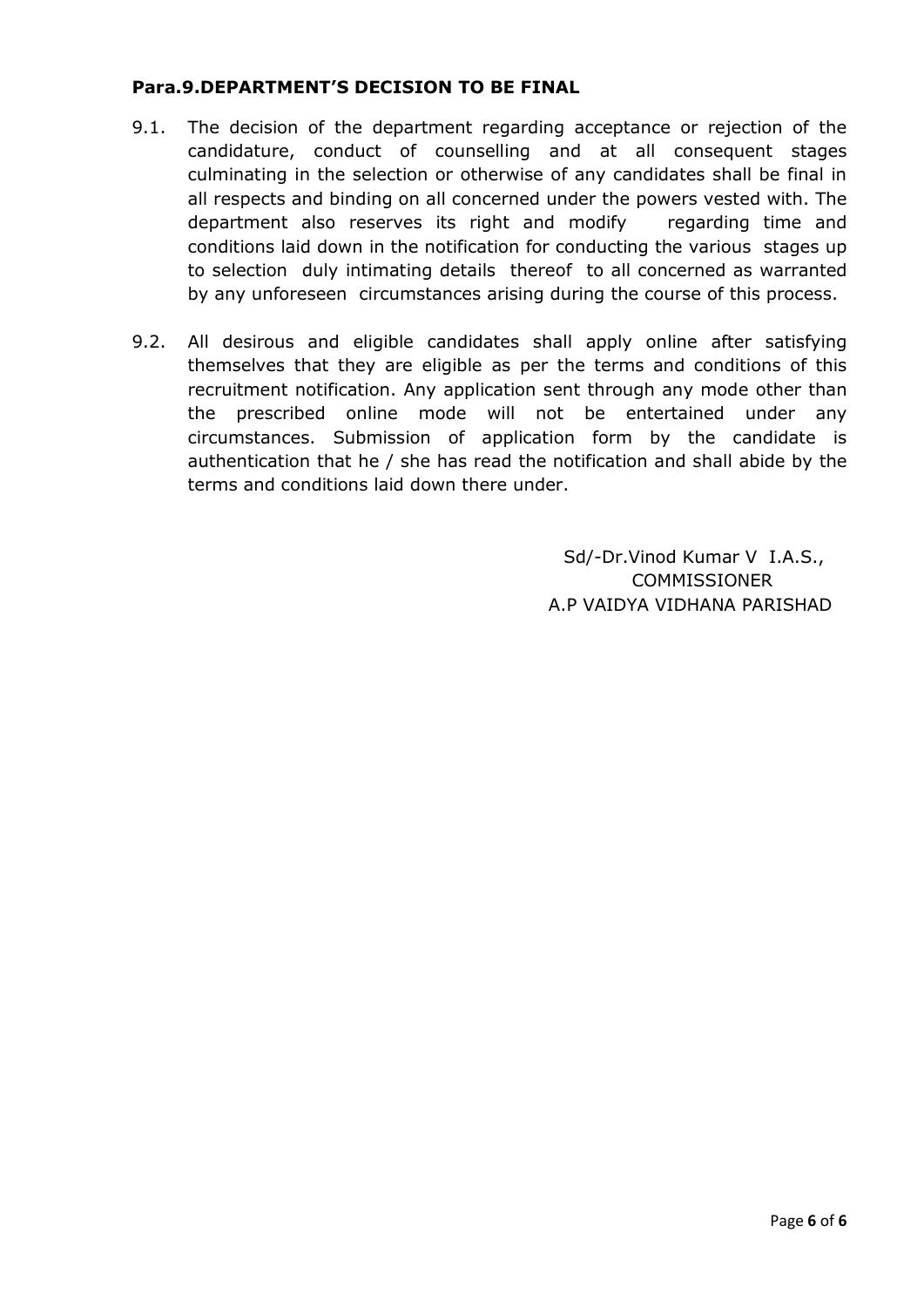**Para.9.DEPARTMENT'S DECISION TO BE FINAL**

9.1. The decision of the department regarding acceptance or rejection of the candidature, conduct of counselling and at all consequent stages culminating in the selection or otherwise of any candidates shall be final in all respects and binding on all concerned under the powers vested with. The department also reserves its right and modify regarding time and conditions laid down in the notification for conducting the various stages up to selection duly intimating details thereof to all concerned as warranted by any unforeseen circumstances arising during the course of this process.

9.2. All desirous and eligible candidates shall apply online after satisfying themselves that they are eligible as per the terms and conditions of this recruitment notification. Any application sent through any mode other than the prescribed online mode will not be entertained under any circumstances. Submission of application form by the candidate is authentication that he / she has read the notification and shall abide by the terms and conditions laid down there under.

Sd/-Dr.Vinod Kumar V I.A.S.,
COMMISSIONER
A.P VAIDYA VIDHANA PARISHAD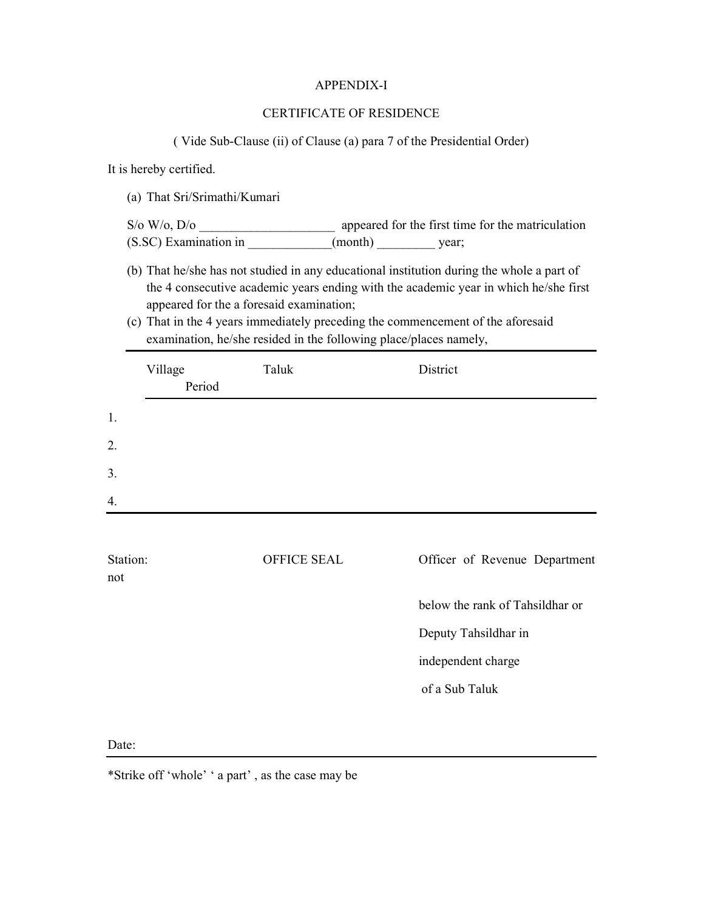APPENDIX-I

CERTIFICATE OF RESIDENCE

( Vide Sub-Clause (ii) of Clause (a) para 7 of the Presidential Order)

It is hereby certified.

(a) That Sri/Srimathi/Kumari

S/o W/o, D/o ____________________ appeared for the first time for the matriculation (S.SC) Examination in ____________(month) _________ year;

(b) That he/she has not studied in any educational institution during the whole a part of the 4 consecutive academic years ending with the academic year in which he/she first appeared for the a foresaid examination;

(c) That in the 4 years immediately preceding the commencement of the aforesaid examination, he/she resided in the following place/places namely,

| | Village | Taluk | District | Period |
|---|---|---|---|---|
| 1. | | | | |
| 2. | | | | |
| 3. | | | | |
| 4. | | | | |

Station: OFFICE SEAL Officer of Revenue Department not below the rank of Tahsildhar or Deputy Tahsildhar in independent charge of a Sub Taluk

Date:

*Strike off 'whole' ' a part' , as the case may be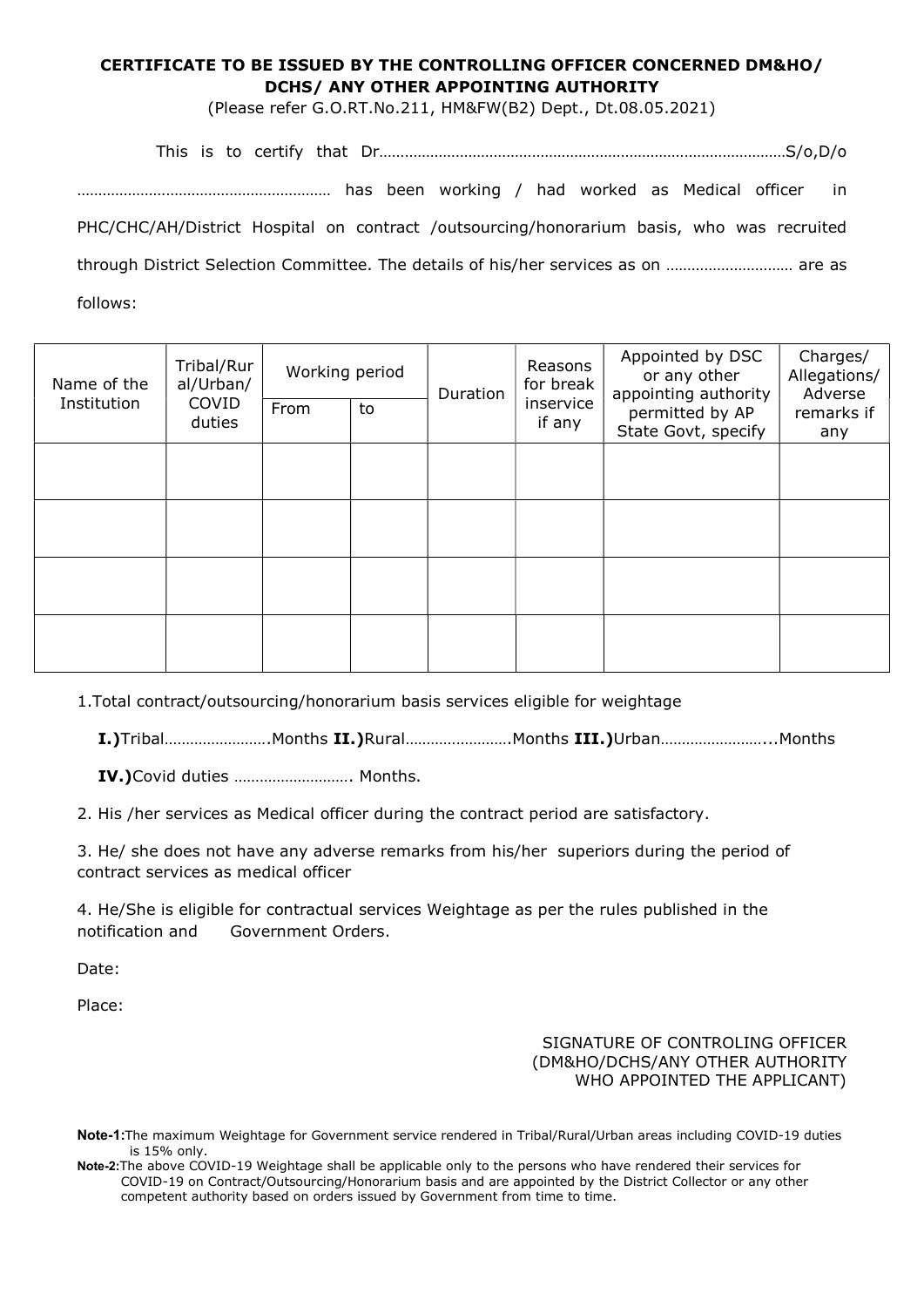**CERTIFICATE TO BE ISSUED BY THE CONTROLLING OFFICER CONCERNED DM&HO/ DCHS/ ANY OTHER APPOINTING AUTHORITY**

(Please refer G.O.RT.No.211, HM&FW(B2) Dept., Dt.08.05.2021)

This is to certify that Dr…………………………………………………………………………………S/o,D/o …………………………………………………… has been working / had worked as Medical officer in PHC/CHC/AH/District Hospital on contract /outsourcing/honorarium basis, who was recruited through District Selection Committee. The details of his/her services as on ……………………… are as follows:

| Name of the Institution | Tribal/Rural/Urban/ COVID duties | Working period | | Duration | Reasons for break inservice if any | Appointed by DSC or any other appointing authority permitted by AP State Govt, specify | Charges/ Allegations/ Adverse remarks if any |
|---|---|---|---|---|---|---|---|
| | | From | to | | | | |
| | | | | | | | |
| | | | | | | | |
| | | | | | | | |
| | | | | | | | |

1.Total contract/outsourcing/honorarium basis services eligible for weightage

**I.)**Tribal…………………….Months **II.)**Rural…………………….Months **III.)**Urban…………………....Months

**IV.)**Covid duties ………………………. Months.

2. His /her services as Medical officer during the contract period are satisfactory.

3. He/ she does not have any adverse remarks from his/her superiors during the period of contract services as medical officer

4. He/She is eligible for contractual services Weightage as per the rules published in the notification and Government Orders.

Date:

Place:

SIGNATURE OF CONTROLING OFFICER
(DM&HO/DCHS/ANY OTHER AUTHORITY
WHO APPOINTED THE APPLICANT)

**Note-1:**The maximum Weightage for Government service rendered in Tribal/Rural/Urban areas including COVID-19 duties is 15% only.

**Note-2:**The above COVID-19 Weightage shall be applicable only to the persons who have rendered their services for COVID-19 on Contract/Outsourcing/Honorarium basis and are appointed by the District Collector or any other competent authority based on orders issued by Government from time to time.